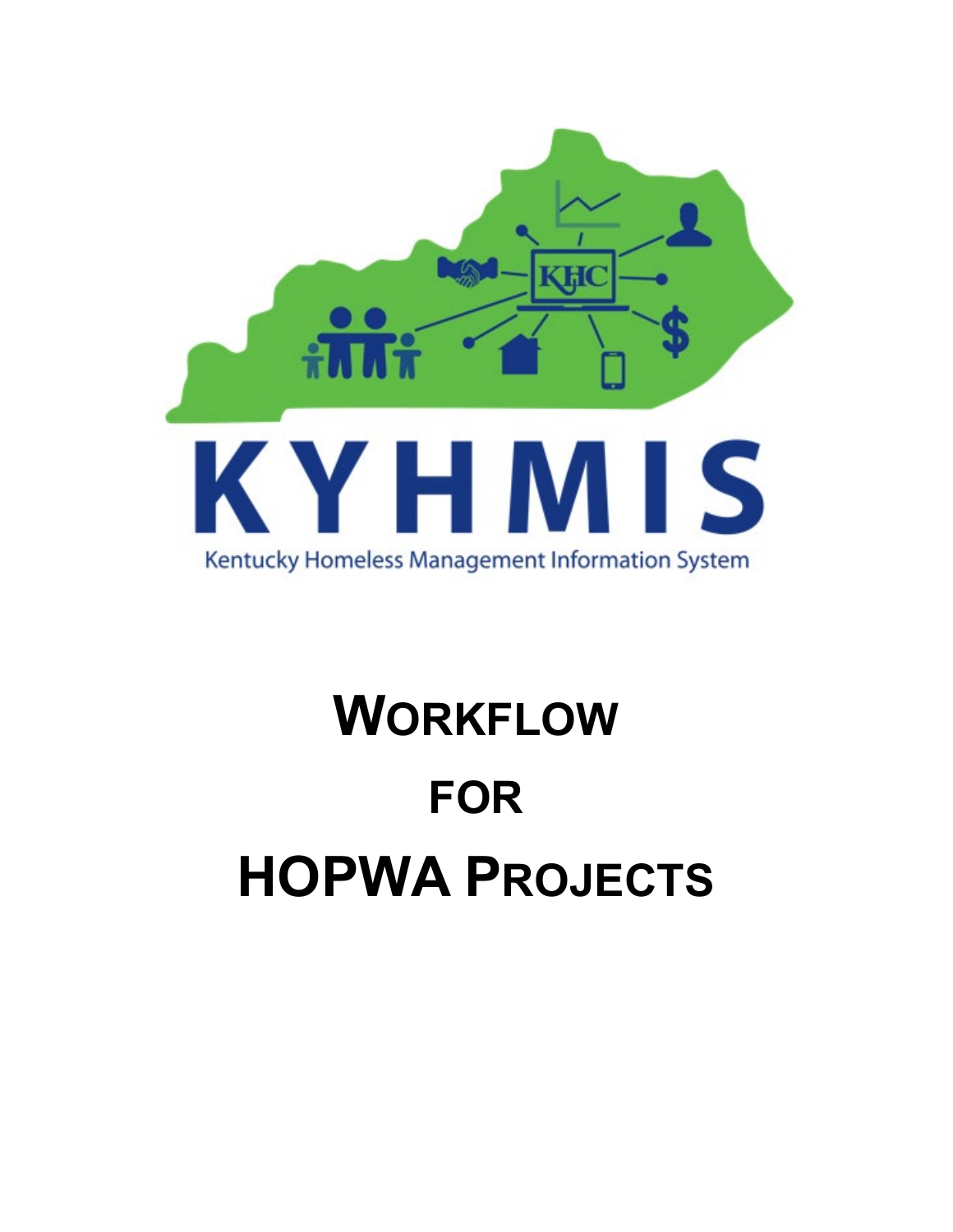KYHMIS

Kentucky Homeless Management Information System

# Workflow for HOPWA Projects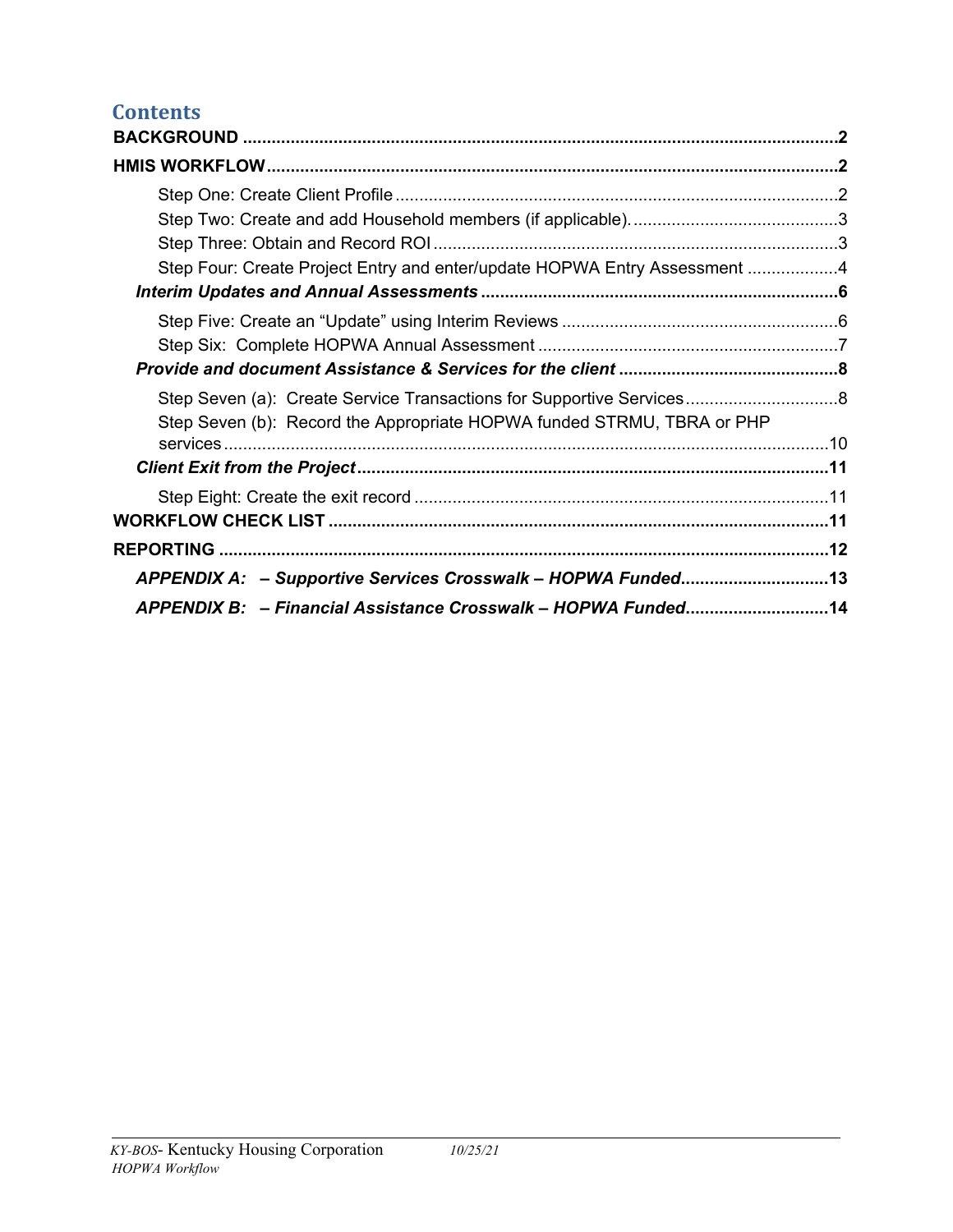# Contents

**BACKGROUND** ..... **2**

**HMIS WORKFLOW** ..... **2**

- Step One: Create Client Profile ..... 2
- Step Two: Create and add Household members (if applicable). ..... 3
- Step Three: Obtain and Record ROI ..... 3
- Step Four: Create Project Entry and enter/update HOPWA Entry Assessment ..... 4

***Interim Updates and Annual Assessments*** ..... **6**

- Step Five: Create an "Update" using Interim Reviews ..... 6
- Step Six: Complete HOPWA Annual Assessment ..... 7

***Provide and document Assistance & Services for the client*** ..... **8**

- Step Seven (a): Create Service Transactions for Supportive Services ..... 8
- Step Seven (b): Record the Appropriate HOPWA funded STRMU, TBRA or PHP services ..... 10

***Client Exit from the Project*** ..... **11**

- Step Eight: Create the exit record ..... 11

**WORKFLOW CHECK LIST** ..... **11**

**REPORTING** ..... **12**

***APPENDIX A: – Supportive Services Crosswalk – HOPWA Funded*** ..... **13**

***APPENDIX B: – Financial Assistance Crosswalk – HOPWA Funded*** ..... **14**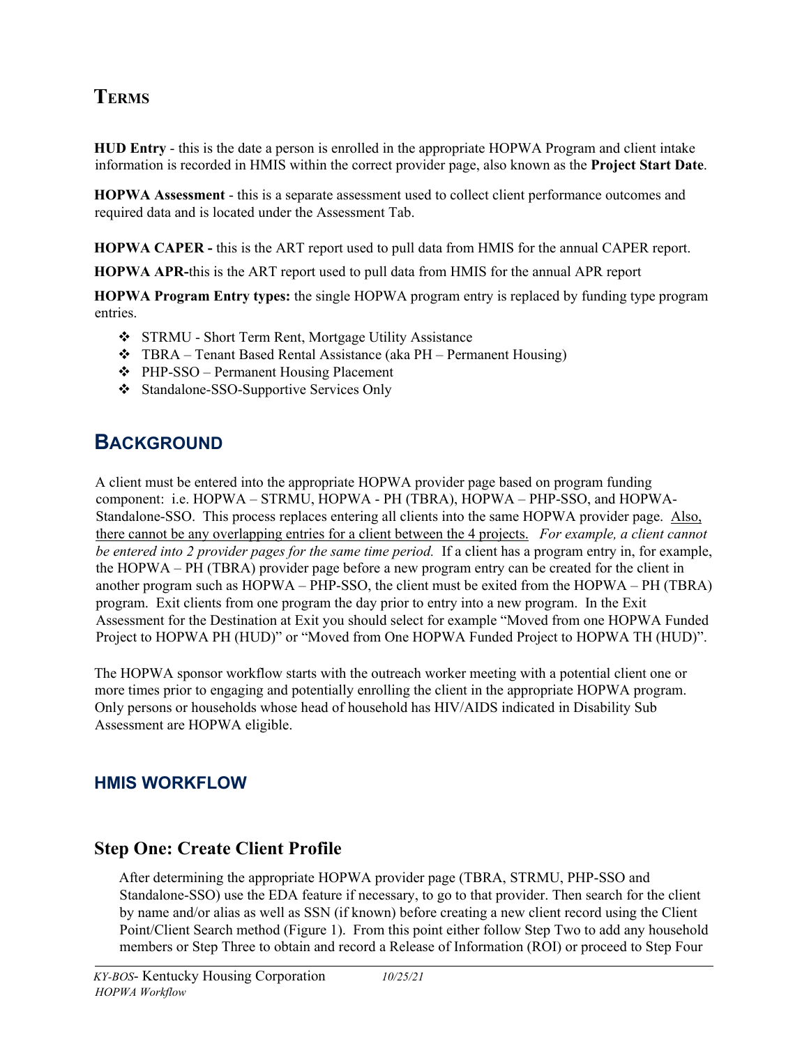## TERMS

**HUD Entry** - this is the date a person is enrolled in the appropriate HOPWA Program and client intake information is recorded in HMIS within the correct provider page, also known as the **Project Start Date**.

**HOPWA Assessment** - this is a separate assessment used to collect client performance outcomes and required data and is located under the Assessment Tab.

**HOPWA CAPER -** this is the ART report used to pull data from HMIS for the annual CAPER report.

**HOPWA APR-**this is the ART report used to pull data from HMIS for the annual APR report

**HOPWA Program Entry types:** the single HOPWA program entry is replaced by funding type program entries.

- STRMU - Short Term Rent, Mortgage Utility Assistance
- TBRA – Tenant Based Rental Assistance (aka PH – Permanent Housing)
- PHP-SSO – Permanent Housing Placement
- Standalone-SSO-Supportive Services Only

## BACKGROUND

A client must be entered into the appropriate HOPWA provider page based on program funding component: i.e. HOPWA – STRMU, HOPWA - PH (TBRA), HOPWA – PHP-SSO, and HOPWA-Standalone-SSO. This process replaces entering all clients into the same HOPWA provider page. Also, there cannot be any overlapping entries for a client between the 4 projects. *For example, a client cannot be entered into 2 provider pages for the same time period.* If a client has a program entry in, for example, the HOPWA – PH (TBRA) provider page before a new program entry can be created for the client in another program such as HOPWA – PHP-SSO, the client must be exited from the HOPWA – PH (TBRA) program. Exit clients from one program the day prior to entry into a new program. In the Exit Assessment for the Destination at Exit you should select for example "Moved from one HOPWA Funded Project to HOPWA PH (HUD)" or "Moved from One HOPWA Funded Project to HOPWA TH (HUD)".

The HOPWA sponsor workflow starts with the outreach worker meeting with a potential client one or more times prior to engaging and potentially enrolling the client in the appropriate HOPWA program. Only persons or households whose head of household has HIV/AIDS indicated in Disability Sub Assessment are HOPWA eligible.

### HMIS WORKFLOW

### Step One: Create Client Profile

After determining the appropriate HOPWA provider page (TBRA, STRMU, PHP-SSO and Standalone-SSO) use the EDA feature if necessary, to go to that provider. Then search for the client by name and/or alias as well as SSN (if known) before creating a new client record using the Client Point/Client Search method (Figure 1). From this point either follow Step Two to add any household members or Step Three to obtain and record a Release of Information (ROI) or proceed to Step Four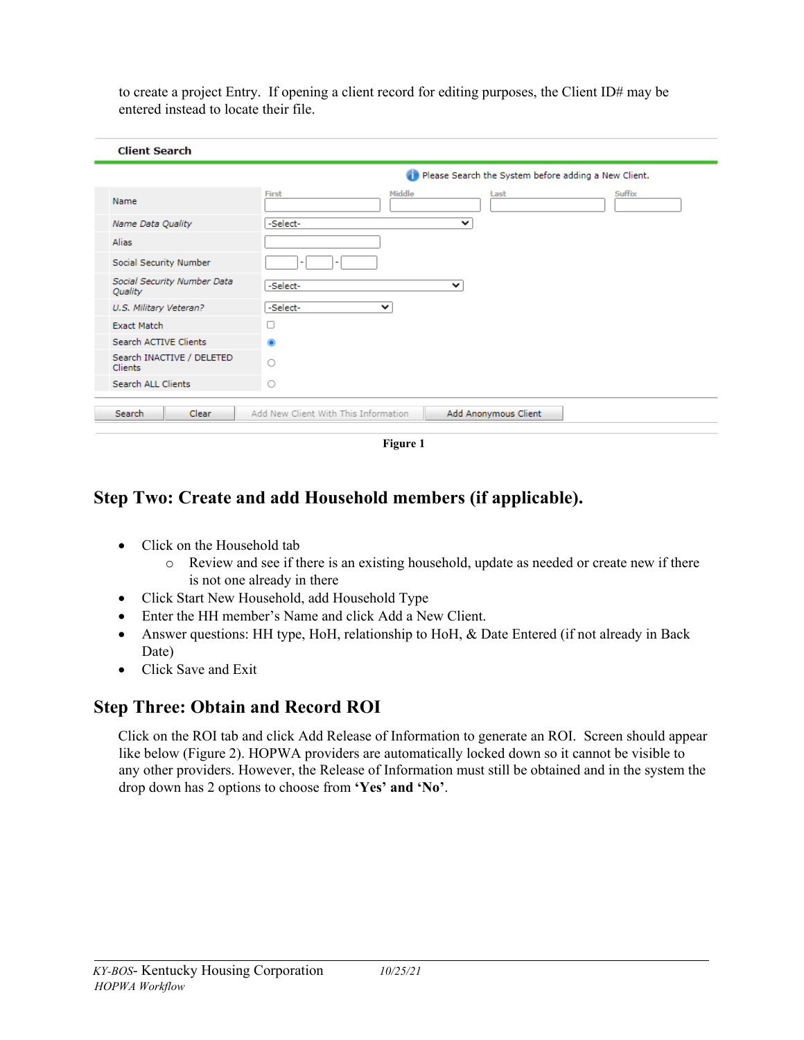to create a project Entry. If opening a client record for editing purposes, the Client ID# may be entered instead to locate their file.

**Client Search**

Please Search the System before adding a New Client.

| | | | | |
|---|---|---|---|---|
| Name | First | Middle | Last | Suffix |
| *Name Data Quality* | -Select- | | | |
| Alias | | | | |
| Social Security Number | - - | | | |
| *Social Security Number Data Quality* | -Select- | | | |
| *U.S. Military Veteran?* | -Select- | | | |
| Exact Match | ☐ | | | |
| Search ACTIVE Clients | ◉ | | | |
| Search INACTIVE / DELETED Clients | ○ | | | |
| Search ALL Clients | ○ | | | |

Search | Clear | Add New Client With This Information | Add Anonymous Client

**Figure 1**

## Step Two: Create and add Household members (if applicable).

- Click on the Household tab
  - Review and see if there is an existing household, update as needed or create new if there is not one already in there
- Click Start New Household, add Household Type
- Enter the HH member's Name and click Add a New Client.
- Answer questions: HH type, HoH, relationship to HoH, & Date Entered (if not already in Back Date)
- Click Save and Exit

## Step Three: Obtain and Record ROI

Click on the ROI tab and click Add Release of Information to generate an ROI. Screen should appear like below (Figure 2). HOPWA providers are automatically locked down so it cannot be visible to any other providers. However, the Release of Information must still be obtained and in the system the drop down has 2 options to choose from **'Yes'** and **'No'**.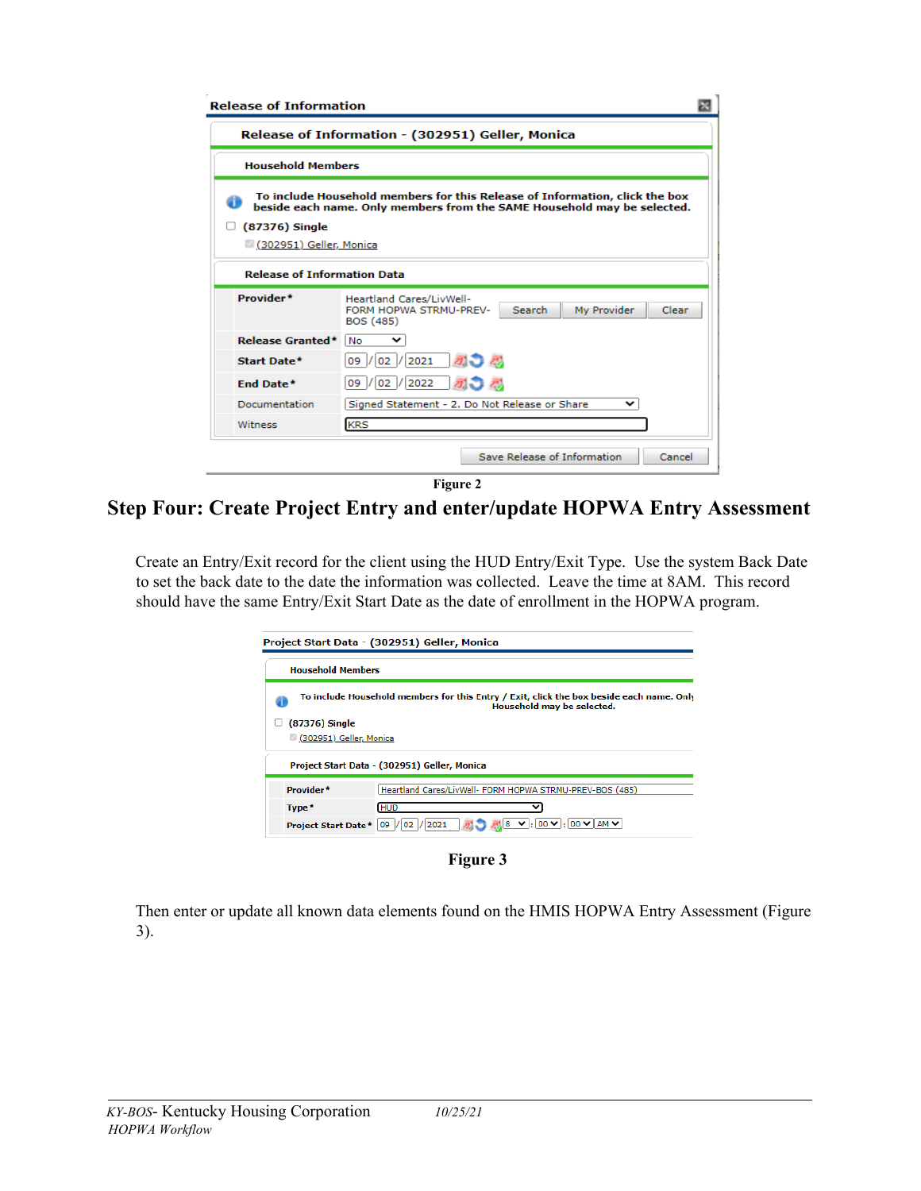Figure 2

## Step Four: Create Project Entry and enter/update HOPWA Entry Assessment

Create an Entry/Exit record for the client using the HUD Entry/Exit Type. Use the system Back Date to set the back date to the date the information was collected. Leave the time at 8AM. This record should have the same Entry/Exit Start Date as the date of enrollment in the HOPWA program.

Figure 3

Then enter or update all known data elements found on the HMIS HOPWA Entry Assessment (Figure 3).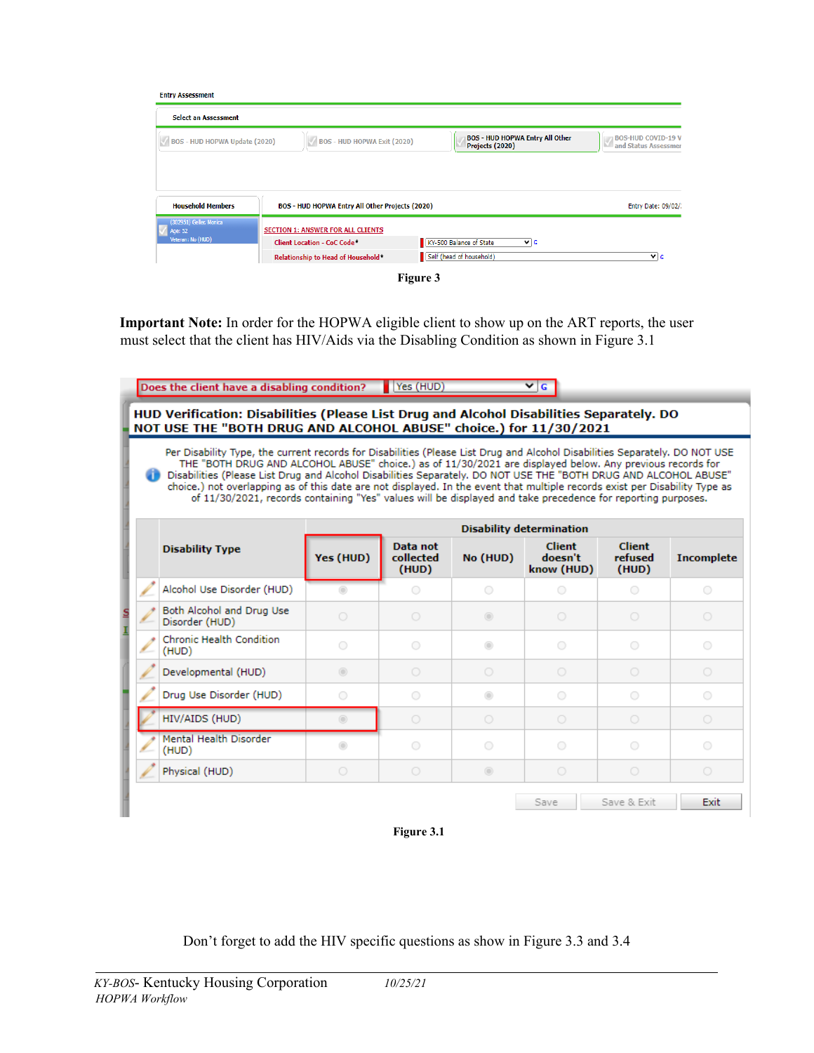Figure 3

**Important Note:** In order for the HOPWA eligible client to show up on the ART reports, the user must select that the client has HIV/Aids via the Disabling Condition as shown in Figure 3.1

Figure 3.1

Don't forget to add the HIV specific questions as show in Figure 3.3 and 3.4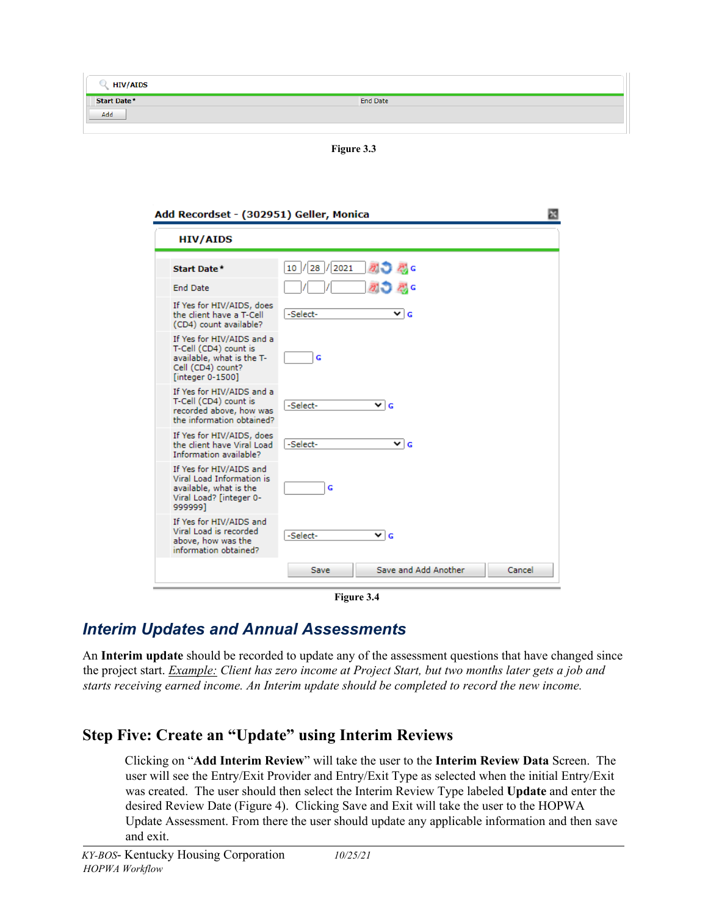| HIV/AIDS | |
|---|---|
| Start Date * | End Date |
| Add | |

Figure 3.3

**Add Recordset - (302951) Geller, Monica**

**HIV/AIDS**

| | |
|---|---|
| **Start Date** * | 10 / 28 / 2021 |
| End Date | / / |
| If Yes for HIV/AIDS, does the client have a T-Cell (CD4) count available? | -Select- |
| If Yes for HIV/AIDS and a T-Cell (CD4) count is available, what is the T-Cell (CD4) count? [integer 0-1500] | |
| If Yes for HIV/AIDS and a T-Cell (CD4) count is recorded above, how was the information obtained? | -Select- |
| If Yes for HIV/AIDS, does the client have Viral Load Information available? | -Select- |
| If Yes for HIV/AIDS and Viral Load Information is available, what is the Viral Load? [integer 0-999999] | |
| If Yes for HIV/AIDS and Viral Load is recorded above, how was the information obtained? | -Select- |

Save | Save and Add Another | Cancel

Figure 3.4

## *Interim Updates and Annual Assessments*

An **Interim update** should be recorded to update any of the assessment questions that have changed since the project start. *Example: Client has zero income at Project Start, but two months later gets a job and starts receiving earned income. An Interim update should be completed to record the new income.*

## Step Five: Create an "Update" using Interim Reviews

Clicking on "**Add Interim Review**" will take the user to the **Interim Review Data** Screen. The user will see the Entry/Exit Provider and Entry/Exit Type as selected when the initial Entry/Exit was created. The user should then select the Interim Review Type labeled **Update** and enter the desired Review Date (Figure 4). Clicking Save and Exit will take the user to the HOPWA Update Assessment. From there the user should update any applicable information and then save and exit.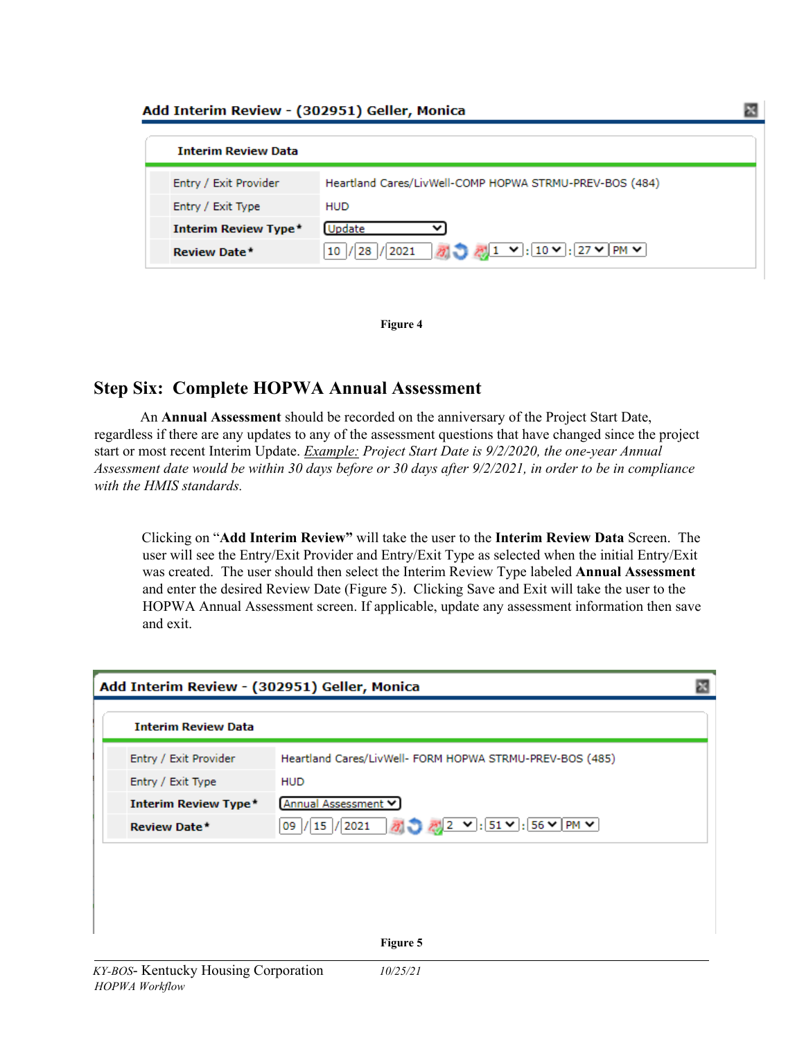**Add Interim Review - (302951) Geller, Monica**

**Interim Review Data**

| | |
|---|---|
| Entry / Exit Provider | Heartland Cares/LivWell-COMP HOPWA STRMU-PREV-BOS (484) |
| Entry / Exit Type | HUD |
| **Interim Review Type*** | Update |
| **Review Date*** | 10 / 28 / 2021 1 : 10 : 27 PM |

**Figure 4**

## Step Six: Complete HOPWA Annual Assessment

An **Annual Assessment** should be recorded on the anniversary of the Project Start Date, regardless if there are any updates to any of the assessment questions that have changed since the project start or most recent Interim Update. *__Example:__ Project Start Date is 9/2/2020, the one-year Annual Assessment date would be within 30 days before or 30 days after 9/2/2021, in order to be in compliance with the HMIS standards.*

Clicking on "**Add Interim Review**" will take the user to the **Interim Review Data** Screen. The user will see the Entry/Exit Provider and Entry/Exit Type as selected when the initial Entry/Exit was created. The user should then select the Interim Review Type labeled **Annual Assessment** and enter the desired Review Date (Figure 5). Clicking Save and Exit will take the user to the HOPWA Annual Assessment screen. If applicable, update any assessment information then save and exit.

**Add Interim Review - (302951) Geller, Monica**

**Interim Review Data**

| | |
|---|---|
| Entry / Exit Provider | Heartland Cares/LivWell- FORM HOPWA STRMU-PREV-BOS (485) |
| Entry / Exit Type | HUD |
| **Interim Review Type*** | Annual Assessment |
| **Review Date*** | 09 / 15 / 2021 2 : 51 : 56 PM |

**Figure 5**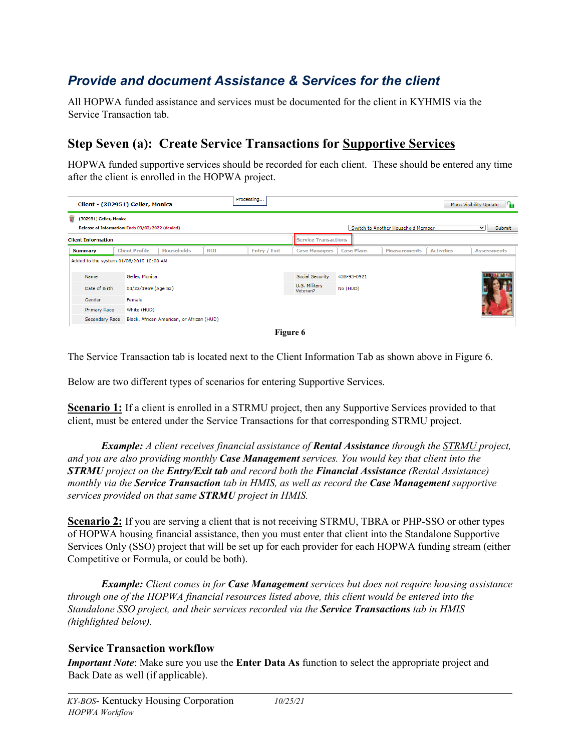## *Provide and document Assistance & Services for the client*

All HOPWA funded assistance and services must be documented for the client in KYHMIS via the Service Transaction tab.

## Step Seven (a): Create Service Transactions for Supportive Services

HOPWA funded supportive services should be recorded for each client. These should be entered any time after the client is enrolled in the HOPWA project.

Figure 6

The Service Transaction tab is located next to the Client Information Tab as shown above in Figure 6.

Below are two different types of scenarios for entering Supportive Services.

**Scenario 1:** If a client is enrolled in a STRMU project, then any Supportive Services provided to that client, must be entered under the Service Transactions for that corresponding STRMU project.

> ***Example:*** *A client receives financial assistance of **Rental Assistance** through the STRMU project, and you are also providing monthly **Case Management** services. You would key that client into the **STRMU** project on the **Entry/Exit tab** and record both the **Financial Assistance** (Rental Assistance) monthly via the **Service Transaction** tab in HMIS, as well as record the **Case Management** supportive services provided on that same **STRMU** project in HMIS.*

**Scenario 2:** If you are serving a client that is not receiving STRMU, TBRA or PHP-SSO or other types of HOPWA housing financial assistance, then you must enter that client into the Standalone Supportive Services Only (SSO) project that will be set up for each provider for each HOPWA funding stream (either Competitive or Formula, or could be both).

> ***Example:*** *Client comes in for **Case Management** services but does not require housing assistance through one of the HOPWA financial resources listed above, this client would be entered into the Standalone SSO project, and their services recorded via the **Service Transactions** tab in HMIS (highlighted below).*

### Service Transaction workflow

***Important Note***: Make sure you use the **Enter Data As** function to select the appropriate project and Back Date as well (if applicable).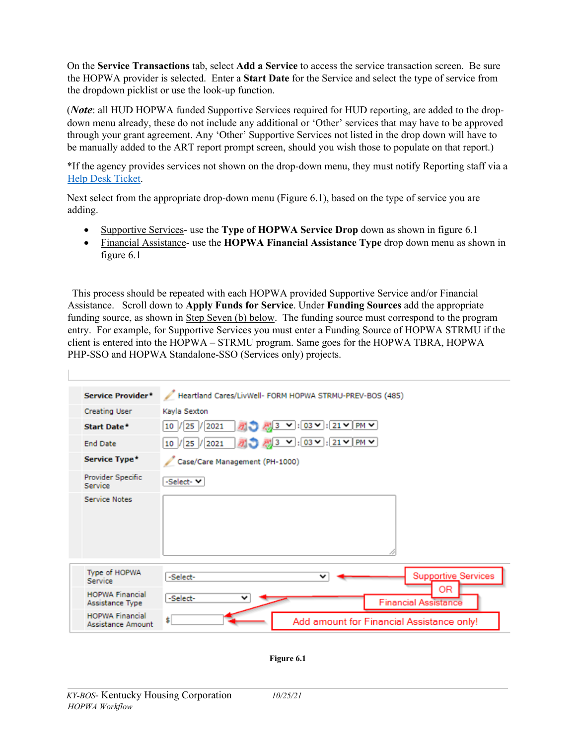On the **Service Transactions** tab, select **Add a Service** to access the service transaction screen. Be sure the HOPWA provider is selected. Enter a **Start Date** for the Service and select the type of service from the dropdown picklist or use the look-up function.

(***Note***: all HUD HOPWA funded Supportive Services required for HUD reporting, are added to the drop-down menu already, these do not include any additional or 'Other' services that may have to be approved through your grant agreement. Any 'Other' Supportive Services not listed in the drop down will have to be manually added to the ART report prompt screen, should you wish those to populate on that report.)

*If the agency provides services not shown on the drop-down menu, they must notify Reporting staff via a Help Desk Ticket.

Next select from the appropriate drop-down menu (Figure 6.1), based on the type of service you are adding.

- Supportive Services- use the **Type of HOPWA Service Drop** down as shown in figure 6.1
- Financial Assistance- use the **HOPWA Financial Assistance Type** drop down menu as shown in figure 6.1

This process should be repeated with each HOPWA provided Supportive Service and/or Financial Assistance. Scroll down to **Apply Funds for Service**. Under **Funding Sources** add the appropriate funding source, as shown in Step Seven (b) below. The funding source must correspond to the program entry. For example, for Supportive Services you must enter a Funding Source of HOPWA STRMU if the client is entered into the HOPWA – STRMU program. Same goes for the HOPWA TBRA, HOPWA PHP-SSO and HOPWA Standalone-SSO (Services only) projects.

| | |
|---|---|
| **Service Provider*** | Heartland Cares/LivWell- FORM HOPWA STRMU-PREV-BOS (485) |
| Creating User | Kayla Sexton |
| **Start Date*** | 10 / 25 / 2021 3 : 03 : 21 PM |
| End Date | 10 / 25 / 2021 3 : 03 : 21 PM |
| **Service Type*** | Case/Care Management (PH-1000) |
| Provider Specific Service | -Select- |
| Service Notes | |

| | | |
|---|---|---|
| Type of HOPWA Service | -Select- | ← Supportive Services |
| | | OR |
| HOPWA Financial Assistance Type | -Select- | ← Financial Assistance |
| HOPWA Financial Assistance Amount | $ | ← Add amount for Financial Assistance only! |

**Figure 6.1**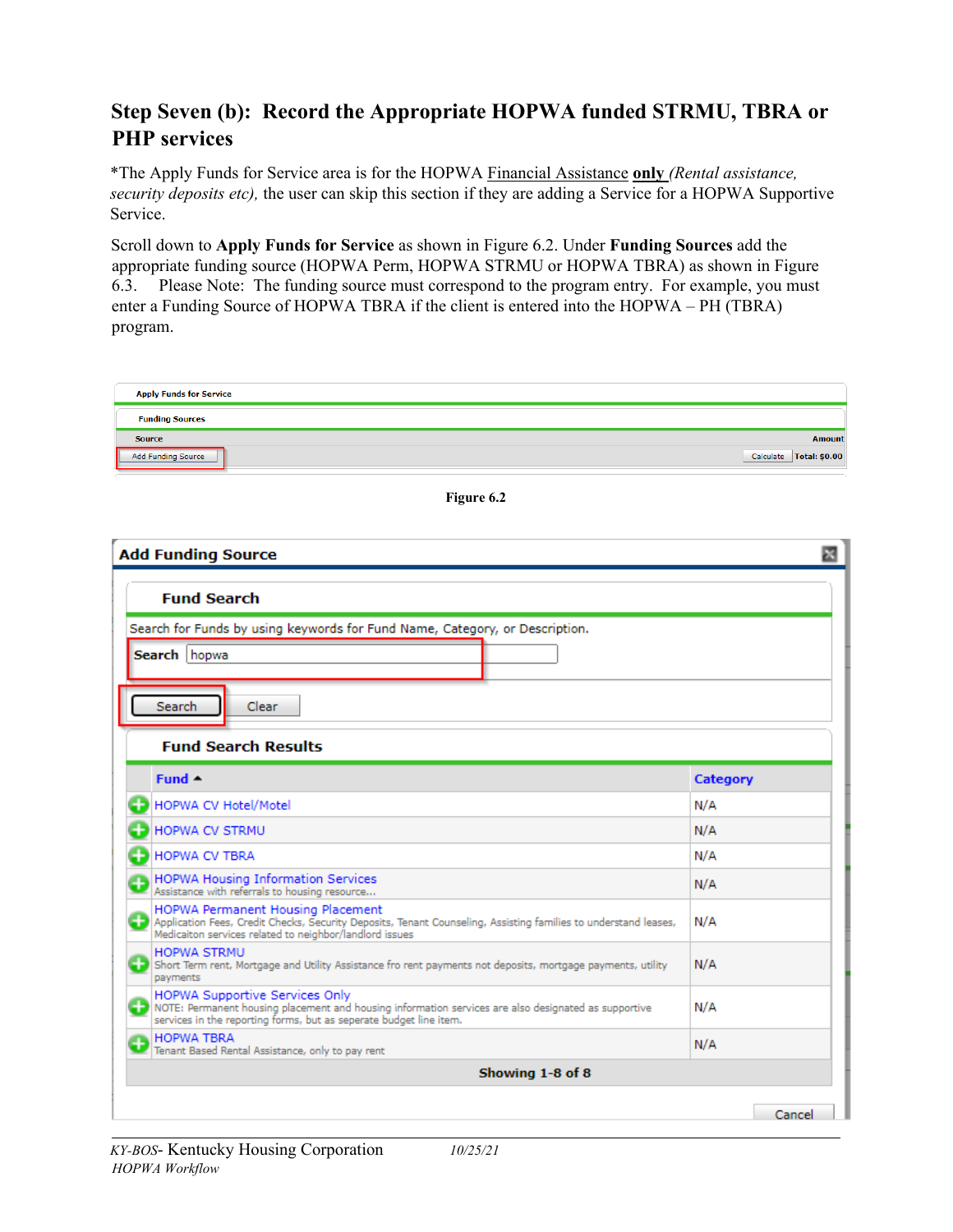## Step Seven (b): Record the Appropriate HOPWA funded STRMU, TBRA or PHP services

*The Apply Funds for Service area is for the HOPWA Financial Assistance **only** *(Rental assistance, security deposits etc)*, the user can skip this section if they are adding a Service for a HOPWA Supportive Service.

Scroll down to **Apply Funds for Service** as shown in Figure 6.2. Under **Funding Sources** add the appropriate funding source (HOPWA Perm, HOPWA STRMU or HOPWA TBRA) as shown in Figure 6.3. Please Note: The funding source must correspond to the program entry. For example, you must enter a Funding Source of HOPWA TBRA if the client is entered into the HOPWA – PH (TBRA) program.

Apply Funds for Service

Funding Sources

| Source | Amount |
|---|---|
| Add Funding Source | Calculate Total: $0.00 |

**Figure 6.2**

**Add Funding Source**

**Fund Search**

Search for Funds by using keywords for Fund Name, Category, or Description.

**Search** hopwa

Search Clear

**Fund Search Results**

| Fund | Category |
|---|---|
| HOPWA CV Hotel/Motel | N/A |
| HOPWA CV STRMU | N/A |
| HOPWA CV TBRA | N/A |
| HOPWA Housing Information Services<br>Assistance with referrals to housing resource... | N/A |
| HOPWA Permanent Housing Placement<br>Application Fees, Credit Checks, Security Deposits, Tenant Counseling, Assisting families to understand leases, Medicaiton services related to neighbor/landlord issues | N/A |
| HOPWA STRMU<br>Short Term rent, Mortgage and Utility Assistance fro rent payments not deposits, mortgage payments, utility payments | N/A |
| HOPWA Supportive Services Only<br>NOTE: Permanent housing placement and housing information services are also designated as supportive services in the reporting forms, but as seperate budget line item. | N/A |
| HOPWA TBRA<br>Tenant Based Rental Assistance, only to pay rent | N/A |

**Showing 1-8 of 8**

Cancel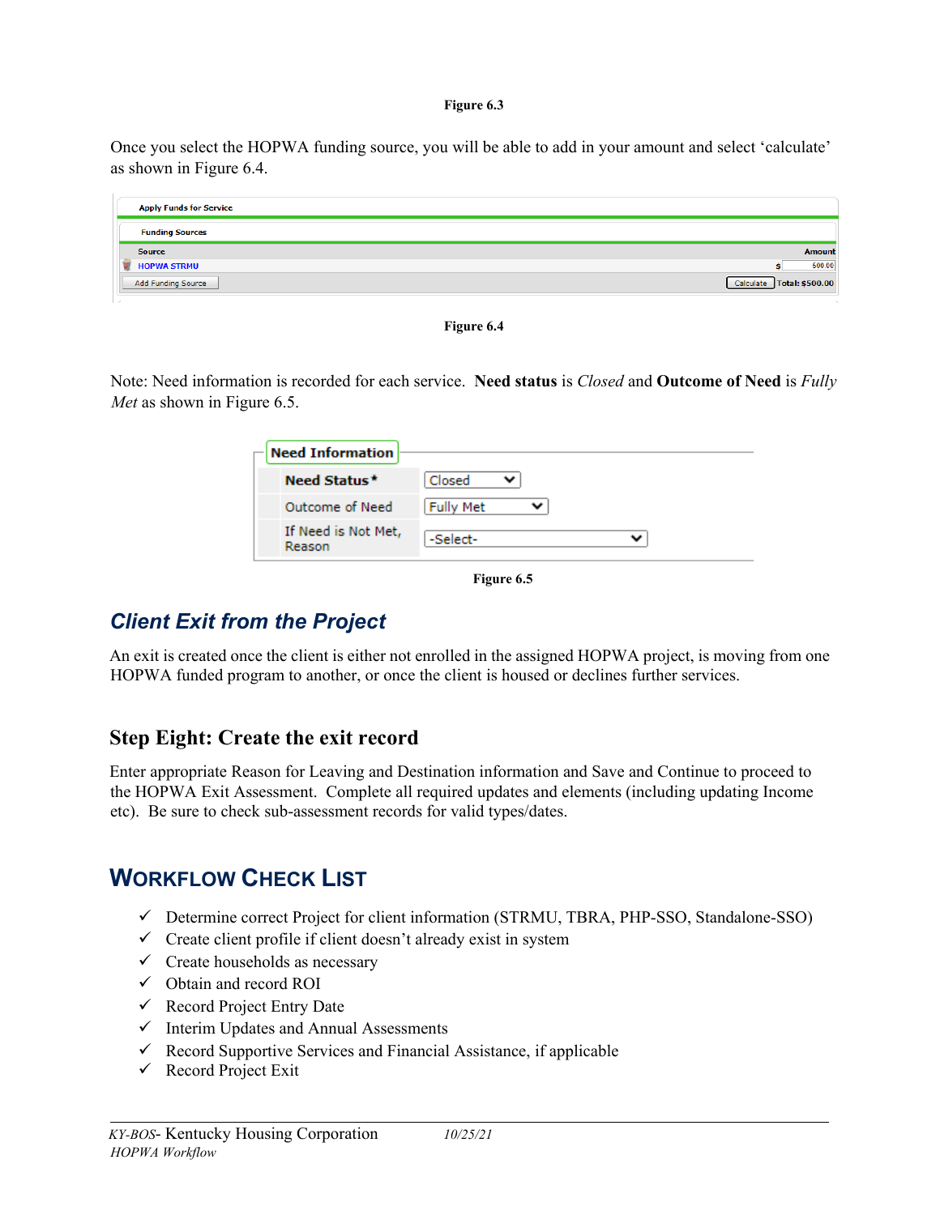Figure 6.3

Once you select the HOPWA funding source, you will be able to add in your amount and select 'calculate' as shown in Figure 6.4.

Figure 6.4

Note: Need information is recorded for each service. **Need status** is *Closed* and **Outcome of Need** is *Fully Met* as shown in Figure 6.5.

Figure 6.5

## *Client Exit from the Project*

An exit is created once the client is either not enrolled in the assigned HOPWA project, is moving from one HOPWA funded program to another, or once the client is housed or declines further services.

### Step Eight: Create the exit record

Enter appropriate Reason for Leaving and Destination information and Save and Continue to proceed to the HOPWA Exit Assessment. Complete all required updates and elements (including updating Income etc). Be sure to check sub-assessment records for valid types/dates.

## WORKFLOW CHECK LIST

- ✓ Determine correct Project for client information (STRMU, TBRA, PHP-SSO, Standalone-SSO)
- ✓ Create client profile if client doesn't already exist in system
- ✓ Create households as necessary
- ✓ Obtain and record ROI
- ✓ Record Project Entry Date
- ✓ Interim Updates and Annual Assessments
- ✓ Record Supportive Services and Financial Assistance, if applicable
- ✓ Record Project Exit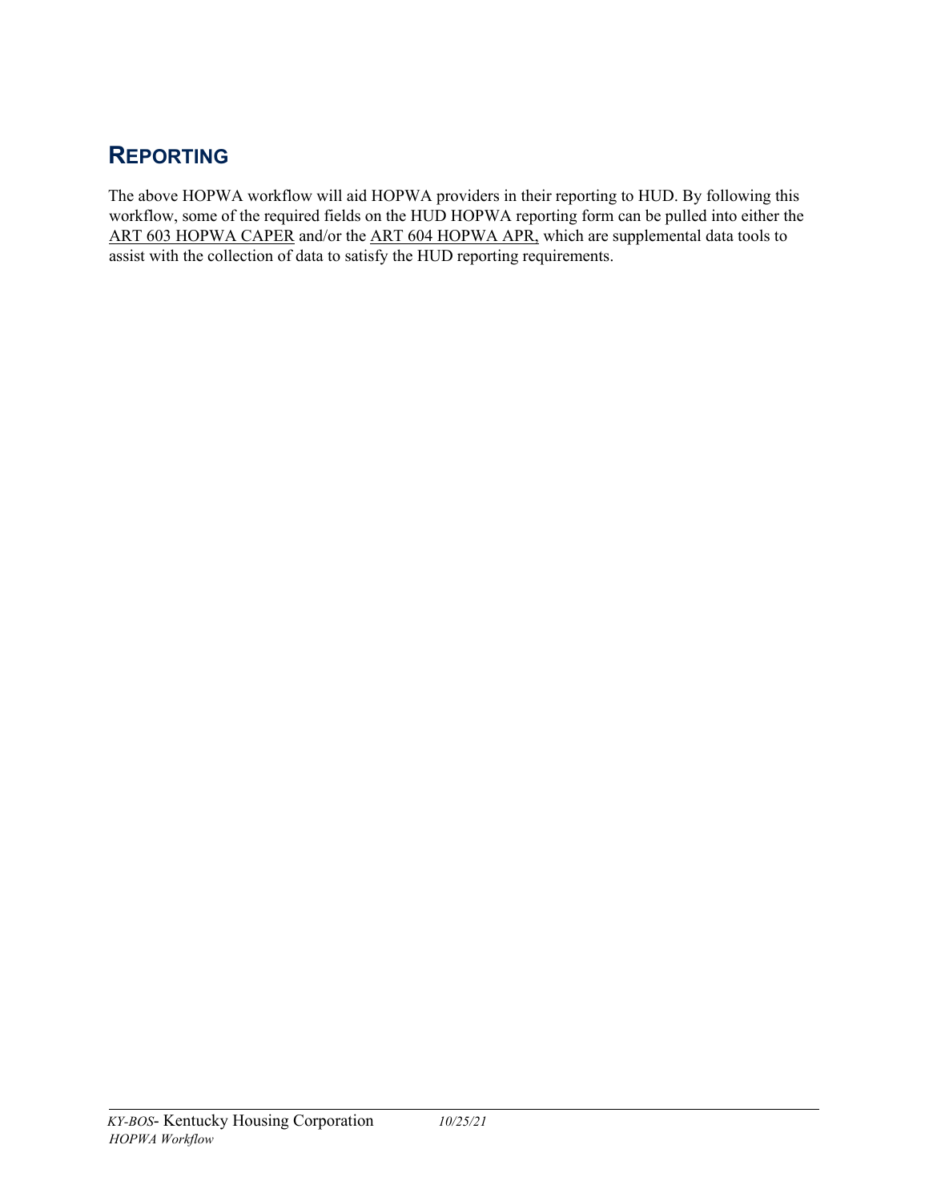## REPORTING

The above HOPWA workflow will aid HOPWA providers in their reporting to HUD. By following this workflow, some of the required fields on the HUD HOPWA reporting form can be pulled into either the ART 603 HOPWA CAPER and/or the ART 604 HOPWA APR, which are supplemental data tools to assist with the collection of data to satisfy the HUD reporting requirements.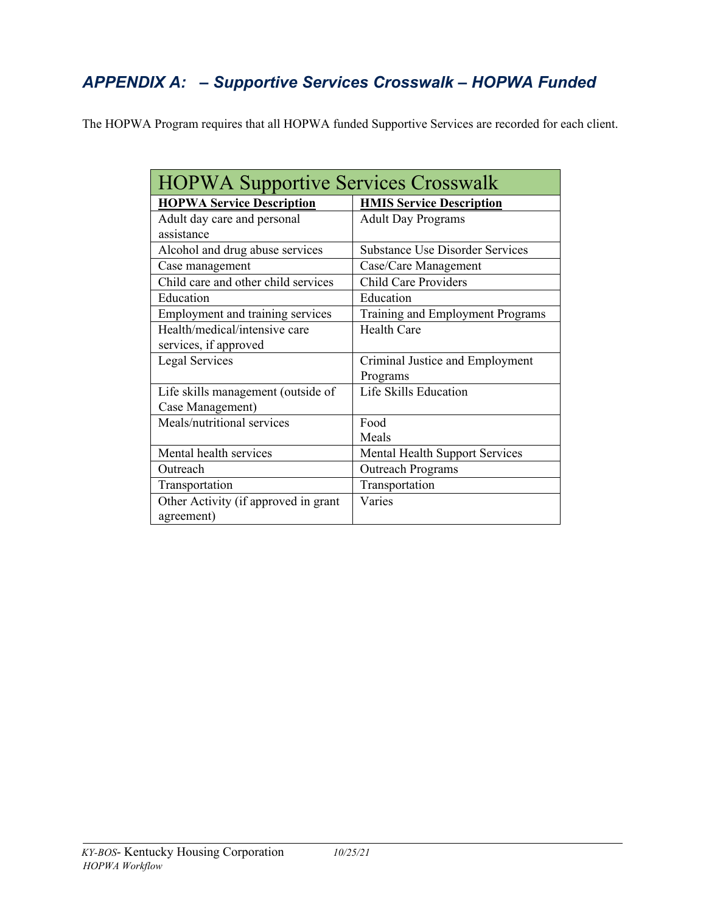## *APPENDIX A: – Supportive Services Crosswalk – HOPWA Funded*

The HOPWA Program requires that all HOPWA funded Supportive Services are recorded for each client.

| HOPWA Supportive Services Crosswalk | |
|---|---|
| **HOPWA Service Description** | **HMIS Service Description** |
| Adult day care and personal assistance | Adult Day Programs |
| Alcohol and drug abuse services | Substance Use Disorder Services |
| Case management | Case/Care Management |
| Child care and other child services | Child Care Providers |
| Education | Education |
| Employment and training services | Training and Employment Programs |
| Health/medical/intensive care services, if approved | Health Care |
| Legal Services | Criminal Justice and Employment Programs |
| Life skills management (outside of Case Management) | Life Skills Education |
| Meals/nutritional services | Food<br>Meals |
| Mental health services | Mental Health Support Services |
| Outreach | Outreach Programs |
| Transportation | Transportation |
| Other Activity (if approved in grant agreement) | Varies |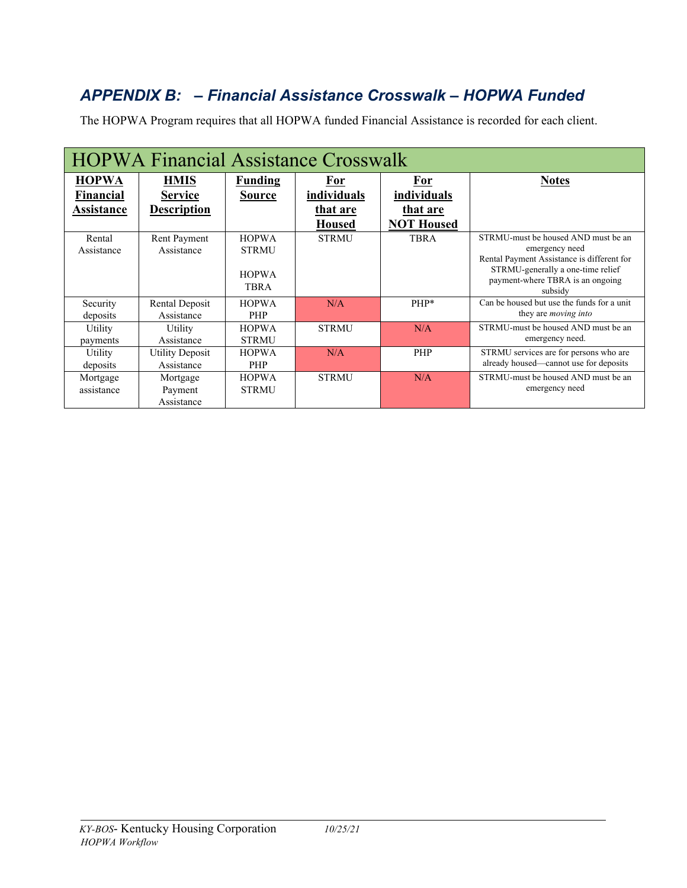## *APPENDIX B: – Financial Assistance Crosswalk – HOPWA Funded*

The HOPWA Program requires that all HOPWA funded Financial Assistance is recorded for each client.

| HOPWA Financial Assistance Crosswalk | | | | | |
|---|---|---|---|---|---|
| **HOPWA Financial Assistance** | **HMIS Service Description** | **Funding Source** | **For individuals that are Housed** | **For individuals that are NOT Housed** | **Notes** |
| Rental Assistance | Rent Payment Assistance | HOPWA STRMU<br><br>HOPWA TBRA | STRMU | TBRA | STRMU-must be housed AND must be an emergency need<br>Rental Payment Assistance is different for STRMU-generally a one-time relief payment-where TBRA is an ongoing subsidy |
| Security deposits | Rental Deposit Assistance | HOPWA PHP | N/A | PHP* | Can be housed but use the funds for a unit they are *moving into* |
| Utility payments | Utility Assistance | HOPWA STRMU | STRMU | N/A | STRMU-must be housed AND must be an emergency need. |
| Utility deposits | Utility Deposit Assistance | HOPWA PHP | N/A | PHP | STRMU services are for persons who are already housed—cannot use for deposits |
| Mortgage assistance | Mortgage Payment Assistance | HOPWA STRMU | STRMU | N/A | STRMU-must be housed AND must be an emergency need |